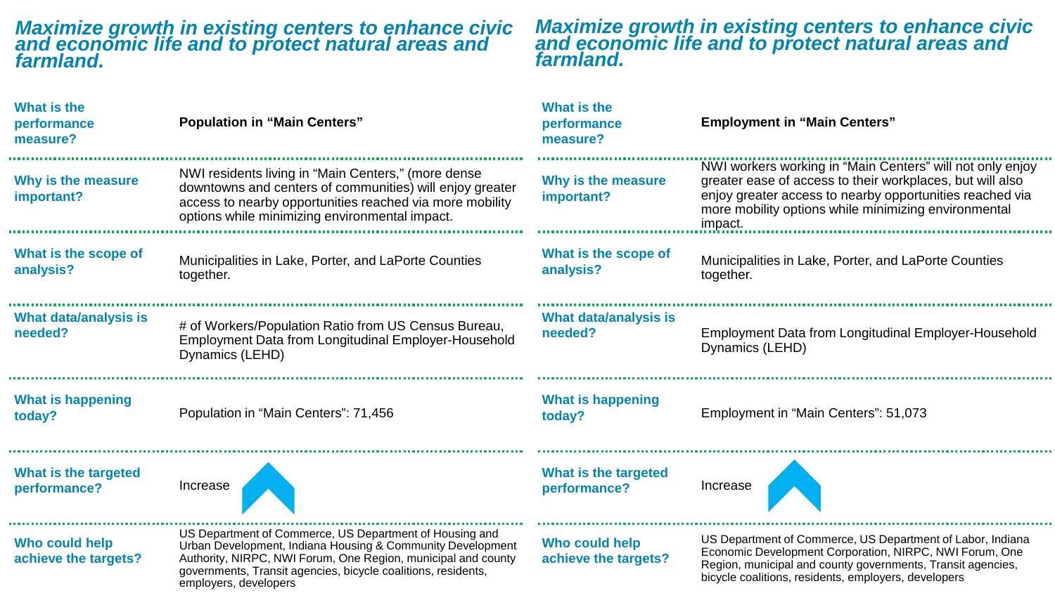## Maximize growth in existing centers to enhance civic and economic life and to protect natural areas and farmland.

| | |
|---|---|
| **What is the performance measure?** | **Population in "Main Centers"** |
| **Why is the measure important?** | NWI residents living in "Main Centers," (more dense downtowns and centers of communities) will enjoy greater access to nearby opportunities reached via more mobility options while minimizing environmental impact. |
| **What is the scope of analysis?** | Municipalities in Lake, Porter, and LaPorte Counties together. |
| **What data/analysis is needed?** | # of Workers/Population Ratio from US Census Bureau, Employment Data from Longitudinal Employer-Household Dynamics (LEHD) |
| **What is happening today?** | Population in "Main Centers": 71,456 |
| **What is the targeted performance?** | Increase |
| **Who could help achieve the targets?** | US Department of Commerce, US Department of Housing and Urban Development, Indiana Housing & Community Development Authority, NIRPC, NWI Forum, One Region, municipal and county governments, Transit agencies, bicycle coalitions, residents, employers, developers |

## Maximize growth in existing centers to enhance civic and economic life and to protect natural areas and farmland.

| | |
|---|---|
| **What is the performance measure?** | **Employment in "Main Centers"** |
| **Why is the measure important?** | NWI workers working in "Main Centers" will not only enjoy greater ease of access to their workplaces, but will also enjoy greater access to nearby opportunities reached via more mobility options while minimizing environmental impact. |
| **What is the scope of analysis?** | Municipalities in Lake, Porter, and LaPorte Counties together. |
| **What data/analysis is needed?** | Employment Data from Longitudinal Employer-Household Dynamics (LEHD) |
| **What is happening today?** | Employment in "Main Centers": 51,073 |
| **What is the targeted performance?** | Increase |
| **Who could help achieve the targets?** | US Department of Commerce, US Department of Labor, Indiana Economic Development Corporation, NIRPC, NWI Forum, One Region, municipal and county governments, Transit agencies, bicycle coalitions, residents, employers, developers |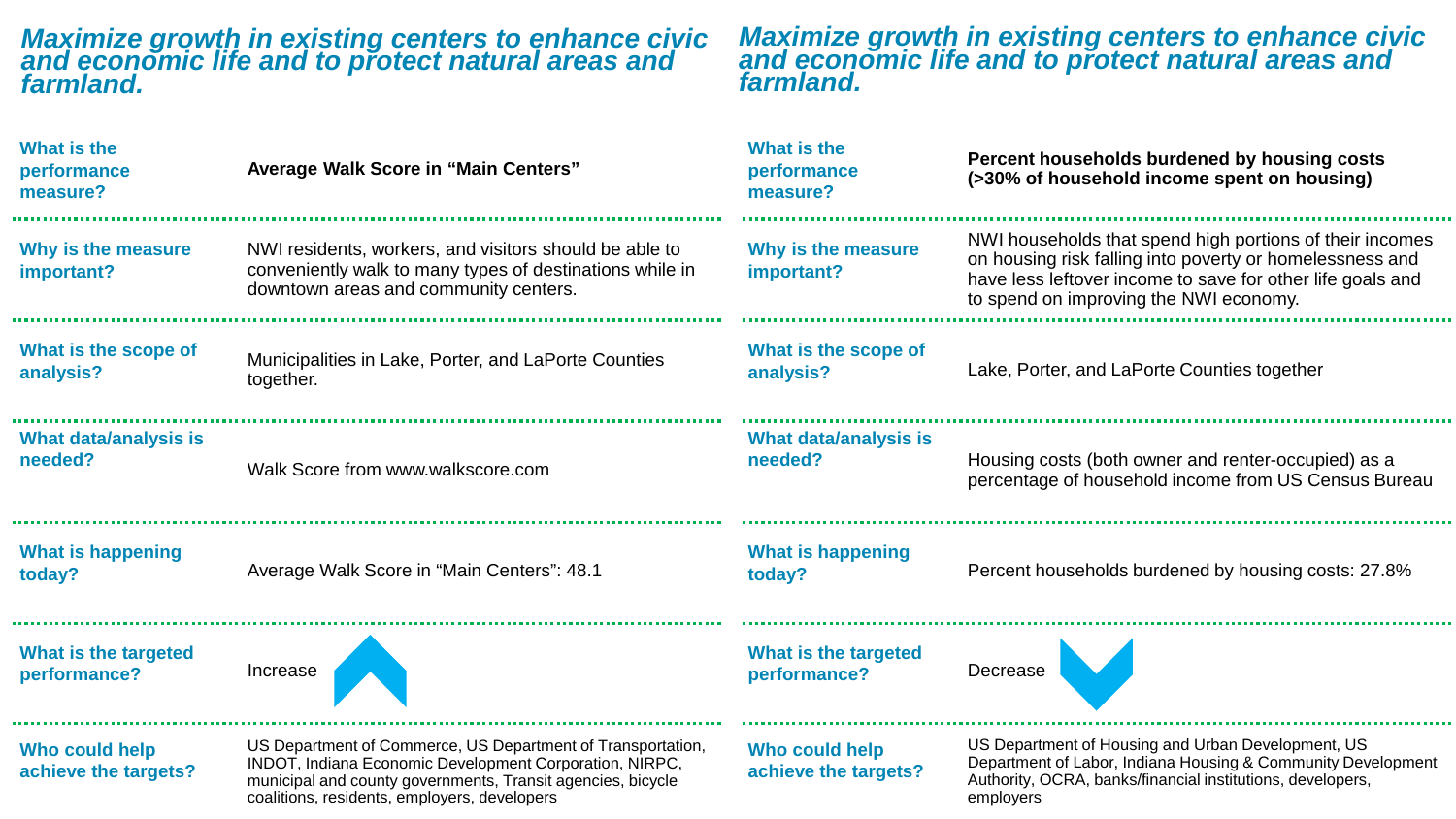## *Maximize growth in existing centers to enhance civic and economic life and to protect natural areas and farmland.*

| | |
|---|---|
| **What is the performance measure?** | **Average Walk Score in “Main Centers”** |
| **Why is the measure important?** | NWI residents, workers, and visitors should be able to conveniently walk to many types of destinations while in downtown areas and community centers. |
| **What is the scope of analysis?** | Municipalities in Lake, Porter, and LaPorte Counties together. |
| **What data/analysis is needed?** | Walk Score from www.walkscore.com |
| **What is happening today?** | Average Walk Score in “Main Centers”: 48.1 |
| **What is the targeted performance?** | Increase |
| **Who could help achieve the targets?** | US Department of Commerce, US Department of Transportation, INDOT, Indiana Economic Development Corporation, NIRPC, municipal and county governments, Transit agencies, bicycle coalitions, residents, employers, developers |

## *Maximize growth in existing centers to enhance civic and economic life and to protect natural areas and farmland.*

| | |
|---|---|
| **What is the performance measure?** | **Percent households burdened by housing costs (>30% of household income spent on housing)** |
| **Why is the measure important?** | NWI households that spend high portions of their incomes on housing risk falling into poverty or homelessness and have less leftover income to save for other life goals and to spend on improving the NWI economy. |
| **What is the scope of analysis?** | Lake, Porter, and LaPorte Counties together |
| **What data/analysis is needed?** | Housing costs (both owner and renter-occupied) as a percentage of household income from US Census Bureau |
| **What is happening today?** | Percent households burdened by housing costs: 27.8% |
| **What is the targeted performance?** | Decrease |
| **Who could help achieve the targets?** | US Department of Housing and Urban Development, US Department of Labor, Indiana Housing & Community Development Authority, OCRA, banks/financial institutions, developers, employers |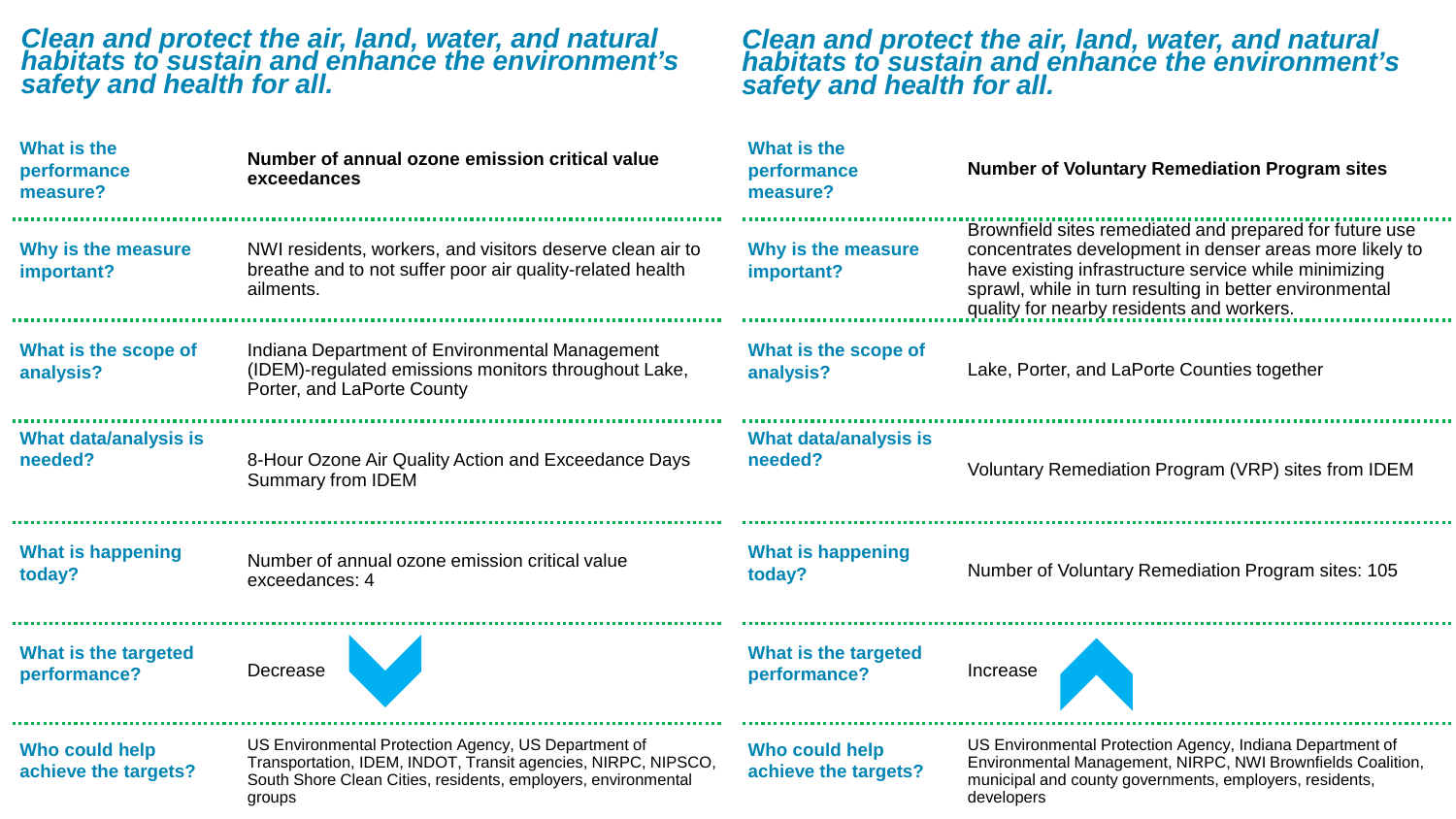## Clean and protect the air, land, water, and natural habitats to sustain and enhance the environment's safety and health for all.

| | |
|---|---|
| **What is the performance measure?** | **Number of annual ozone emission critical value exceedances** |
| **Why is the measure important?** | NWI residents, workers, and visitors deserve clean air to breathe and to not suffer poor air quality-related health ailments. |
| **What is the scope of analysis?** | Indiana Department of Environmental Management (IDEM)-regulated emissions monitors throughout Lake, Porter, and LaPorte County |
| **What data/analysis is needed?** | 8-Hour Ozone Air Quality Action and Exceedance Days Summary from IDEM |
| **What is happening today?** | Number of annual ozone emission critical value exceedances: 4 |
| **What is the targeted performance?** | Decrease |
| **Who could help achieve the targets?** | US Environmental Protection Agency, US Department of Transportation, IDEM, INDOT, Transit agencies, NIRPC, NIPSCO, South Shore Clean Cities, residents, employers, environmental groups |

## Clean and protect the air, land, water, and natural habitats to sustain and enhance the environment's safety and health for all.

| | |
|---|---|
| **What is the performance measure?** | **Number of Voluntary Remediation Program sites** |
| **Why is the measure important?** | Brownfield sites remediated and prepared for future use concentrates development in denser areas more likely to have existing infrastructure service while minimizing sprawl, while in turn resulting in better environmental quality for nearby residents and workers. |
| **What is the scope of analysis?** | Lake, Porter, and LaPorte Counties together |
| **What data/analysis is needed?** | Voluntary Remediation Program (VRP) sites from IDEM |
| **What is happening today?** | Number of Voluntary Remediation Program sites: 105 |
| **What is the targeted performance?** | Increase |
| **Who could help achieve the targets?** | US Environmental Protection Agency, Indiana Department of Environmental Management, NIRPC, NWI Brownfields Coalition, municipal and county governments, employers, residents, developers |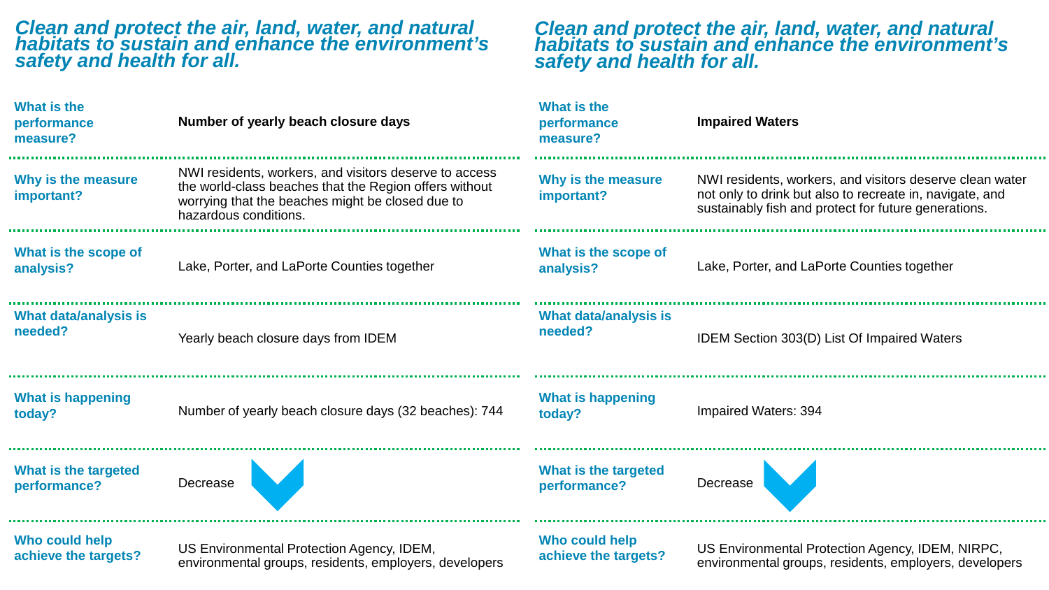## *Clean and protect the air, land, water, and natural habitats to sustain and enhance the environment's safety and health for all.*

| | |
|---|---|
| **What is the performance measure?** | **Number of yearly beach closure days** |
| **Why is the measure important?** | NWI residents, workers, and visitors deserve to access the world-class beaches that the Region offers without worrying that the beaches might be closed due to hazardous conditions. |
| **What is the scope of analysis?** | Lake, Porter, and LaPorte Counties together |
| **What data/analysis is needed?** | Yearly beach closure days from IDEM |
| **What is happening today?** | Number of yearly beach closure days (32 beaches): 744 |
| **What is the targeted performance?** | Decrease |
| **Who could help achieve the targets?** | US Environmental Protection Agency, IDEM, environmental groups, residents, employers, developers |

## *Clean and protect the air, land, water, and natural habitats to sustain and enhance the environment's safety and health for all.*

| | |
|---|---|
| **What is the performance measure?** | **Impaired Waters** |
| **Why is the measure important?** | NWI residents, workers, and visitors deserve clean water not only to drink but also to recreate in, navigate, and sustainably fish and protect for future generations. |
| **What is the scope of analysis?** | Lake, Porter, and LaPorte Counties together |
| **What data/analysis is needed?** | IDEM Section 303(D) List Of Impaired Waters |
| **What is happening today?** | Impaired Waters: 394 |
| **What is the targeted performance?** | Decrease |
| **Who could help achieve the targets?** | US Environmental Protection Agency, IDEM, NIRPC, environmental groups, residents, employers, developers |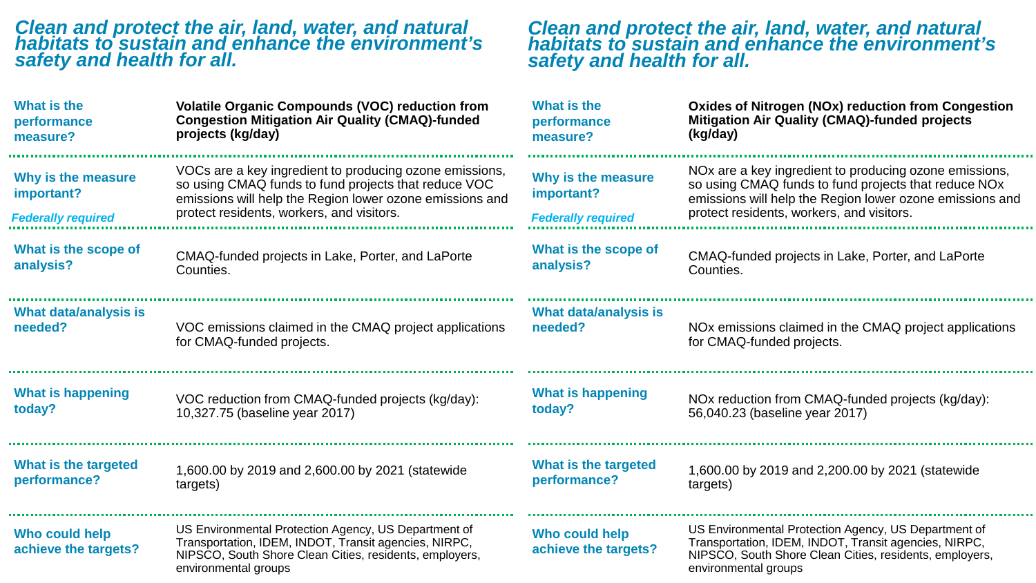## Clean and protect the air, land, water, and natural habitats to sustain and enhance the environment's safety and health for all.

| | |
|---|---|
| **What is the performance measure?** | **Volatile Organic Compounds (VOC) reduction from Congestion Mitigation Air Quality (CMAQ)-funded projects (kg/day)** |
| **Why is the measure important?** *Federally required* | VOCs are a key ingredient to producing ozone emissions, so using CMAQ funds to fund projects that reduce VOC emissions will help the Region lower ozone emissions and protect residents, workers, and visitors. |
| **What is the scope of analysis?** | CMAQ-funded projects in Lake, Porter, and LaPorte Counties. |
| **What data/analysis is needed?** | VOC emissions claimed in the CMAQ project applications for CMAQ-funded projects. |
| **What is happening today?** | VOC reduction from CMAQ-funded projects (kg/day): 10,327.75 (baseline year 2017) |
| **What is the targeted performance?** | 1,600.00 by 2019 and 2,600.00 by 2021 (statewide targets) |
| **Who could help achieve the targets?** | US Environmental Protection Agency, US Department of Transportation, IDEM, INDOT, Transit agencies, NIRPC, NIPSCO, South Shore Clean Cities, residents, employers, environmental groups |

## Clean and protect the air, land, water, and natural habitats to sustain and enhance the environment's safety and health for all.

| | |
|---|---|
| **What is the performance measure?** | **Oxides of Nitrogen (NOx) reduction from Congestion Mitigation Air Quality (CMAQ)-funded projects (kg/day)** |
| **Why is the measure important?** *Federally required* | NOx are a key ingredient to producing ozone emissions, so using CMAQ funds to fund projects that reduce NOx emissions will help the Region lower ozone emissions and protect residents, workers, and visitors. |
| **What is the scope of analysis?** | CMAQ-funded projects in Lake, Porter, and LaPorte Counties. |
| **What data/analysis is needed?** | NOx emissions claimed in the CMAQ project applications for CMAQ-funded projects. |
| **What is happening today?** | NOx reduction from CMAQ-funded projects (kg/day): 56,040.23 (baseline year 2017) |
| **What is the targeted performance?** | 1,600.00 by 2019 and 2,200.00 by 2021 (statewide targets) |
| **Who could help achieve the targets?** | US Environmental Protection Agency, US Department of Transportation, IDEM, INDOT, Transit agencies, NIRPC, NIPSCO, South Shore Clean Cities, residents, employers, environmental groups |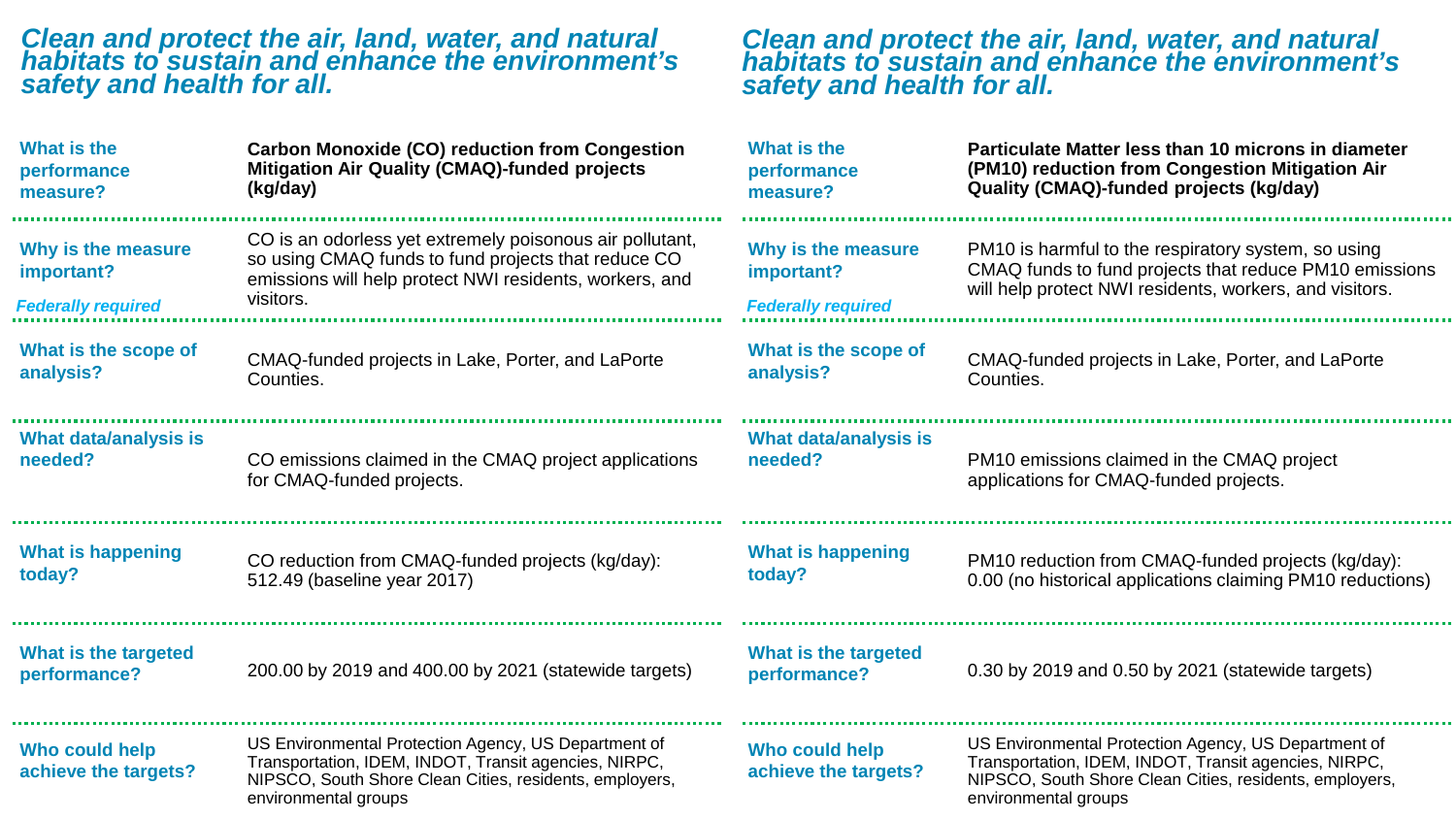## Clean and protect the air, land, water, and natural habitats to sustain and enhance the environment's safety and health for all.

| | |
|---|---|
| **What is the performance measure?** | **Carbon Monoxide (CO) reduction from Congestion Mitigation Air Quality (CMAQ)-funded projects (kg/day)** |
| **Why is the measure important?** *Federally required* | CO is an odorless yet extremely poisonous air pollutant, so using CMAQ funds to fund projects that reduce CO emissions will help protect NWI residents, workers, and visitors. |
| **What is the scope of analysis?** | CMAQ-funded projects in Lake, Porter, and LaPorte Counties. |
| **What data/analysis is needed?** | CO emissions claimed in the CMAQ project applications for CMAQ-funded projects. |
| **What is happening today?** | CO reduction from CMAQ-funded projects (kg/day): 512.49 (baseline year 2017) |
| **What is the targeted performance?** | 200.00 by 2019 and 400.00 by 2021 (statewide targets) |
| **Who could help achieve the targets?** | US Environmental Protection Agency, US Department of Transportation, IDEM, INDOT, Transit agencies, NIRPC, NIPSCO, South Shore Clean Cities, residents, employers, environmental groups |

## Clean and protect the air, land, water, and natural habitats to sustain and enhance the environment's safety and health for all.

| | |
|---|---|
| **What is the performance measure?** | **Particulate Matter less than 10 microns in diameter (PM10) reduction from Congestion Mitigation Air Quality (CMAQ)-funded projects (kg/day)** |
| **Why is the measure important?** *Federally required* | PM10 is harmful to the respiratory system, so using CMAQ funds to fund projects that reduce PM10 emissions will help protect NWI residents, workers, and visitors. |
| **What is the scope of analysis?** | CMAQ-funded projects in Lake, Porter, and LaPorte Counties. |
| **What data/analysis is needed?** | PM10 emissions claimed in the CMAQ project applications for CMAQ-funded projects. |
| **What is happening today?** | PM10 reduction from CMAQ-funded projects (kg/day): 0.00 (no historical applications claiming PM10 reductions) |
| **What is the targeted performance?** | 0.30 by 2019 and 0.50 by 2021 (statewide targets) |
| **Who could help achieve the targets?** | US Environmental Protection Agency, US Department of Transportation, IDEM, INDOT, Transit agencies, NIRPC, NIPSCO, South Shore Clean Cities, residents, employers, environmental groups |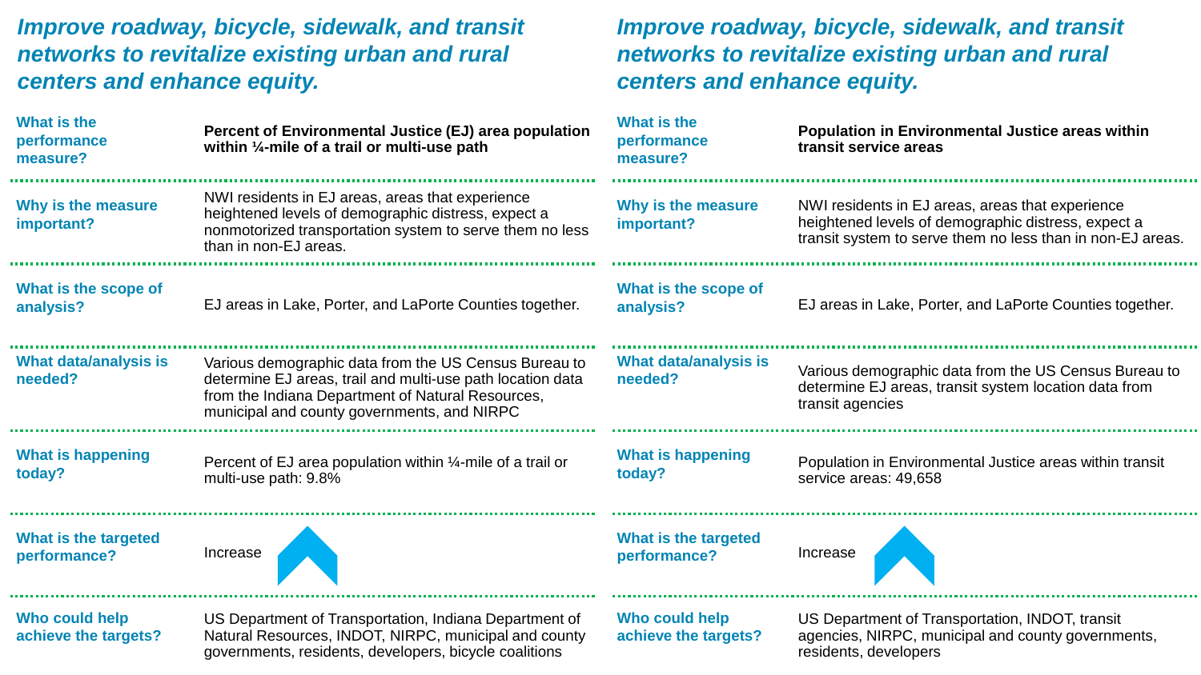## *Improve roadway, bicycle, sidewalk, and transit networks to revitalize existing urban and rural centers and enhance equity.*

| | |
|---|---|
| **What is the performance measure?** | **Percent of Environmental Justice (EJ) area population within ¼-mile of a trail or multi-use path** |
| **Why is the measure important?** | NWI residents in EJ areas, areas that experience heightened levels of demographic distress, expect a nonmotorized transportation system to serve them no less than in non-EJ areas. |
| **What is the scope of analysis?** | EJ areas in Lake, Porter, and LaPorte Counties together. |
| **What data/analysis is needed?** | Various demographic data from the US Census Bureau to determine EJ areas, trail and multi-use path location data from the Indiana Department of Natural Resources, municipal and county governments, and NIRPC |
| **What is happening today?** | Percent of EJ area population within ¼-mile of a trail or multi-use path: 9.8% |
| **What is the targeted performance?** | Increase |
| **Who could help achieve the targets?** | US Department of Transportation, Indiana Department of Natural Resources, INDOT, NIRPC, municipal and county governments, residents, developers, bicycle coalitions |

## *Improve roadway, bicycle, sidewalk, and transit networks to revitalize existing urban and rural centers and enhance equity.*

| | |
|---|---|
| **What is the performance measure?** | **Population in Environmental Justice areas within transit service areas** |
| **Why is the measure important?** | NWI residents in EJ areas, areas that experience heightened levels of demographic distress, expect a transit system to serve them no less than in non-EJ areas. |
| **What is the scope of analysis?** | EJ areas in Lake, Porter, and LaPorte Counties together. |
| **What data/analysis is needed?** | Various demographic data from the US Census Bureau to determine EJ areas, transit system location data from transit agencies |
| **What is happening today?** | Population in Environmental Justice areas within transit service areas: 49,658 |
| **What is the targeted performance?** | Increase |
| **Who could help achieve the targets?** | US Department of Transportation, INDOT, transit agencies, NIRPC, municipal and county governments, residents, developers |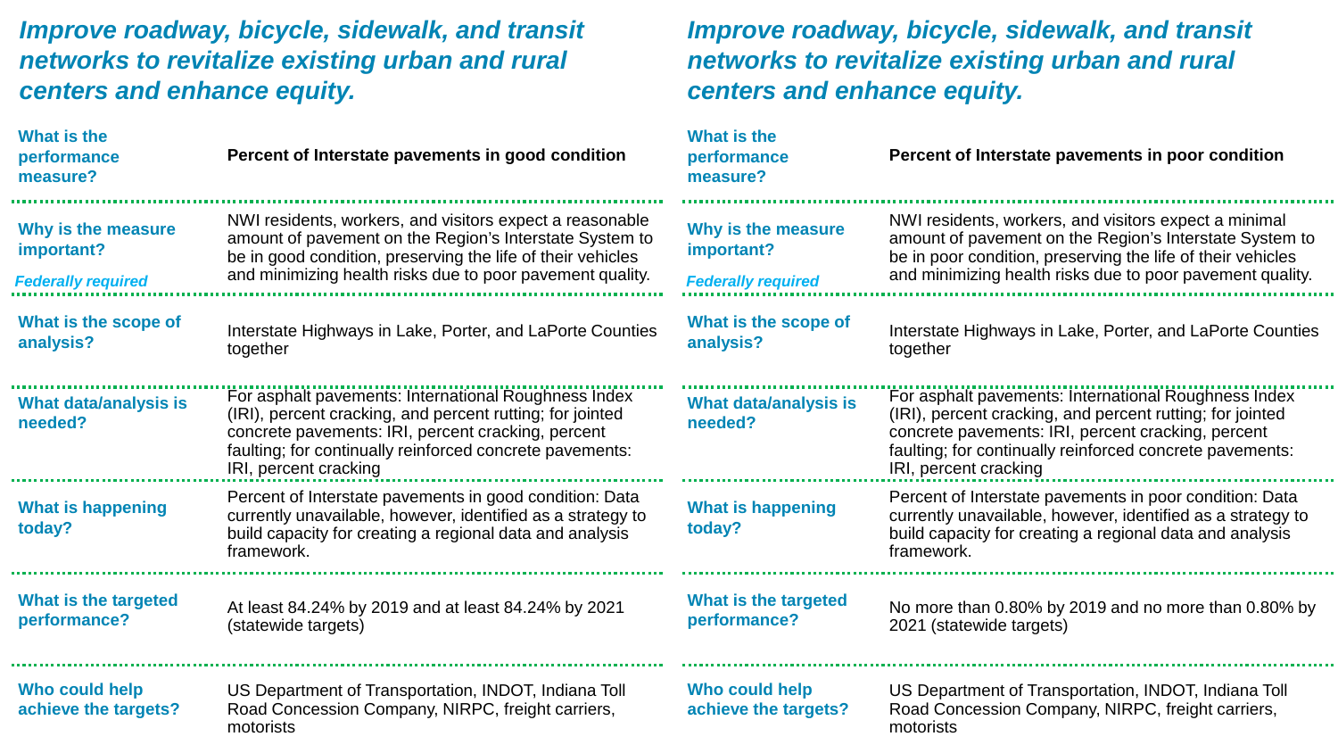## *Improve roadway, bicycle, sidewalk, and transit networks to revitalize existing urban and rural centers and enhance equity.*

| | |
|---|---|
| **What is the performance measure?** | **Percent of Interstate pavements in good condition** |
| **Why is the measure important?** *Federally required* | NWI residents, workers, and visitors expect a reasonable amount of pavement on the Region's Interstate System to be in good condition, preserving the life of their vehicles and minimizing health risks due to poor pavement quality. |
| **What is the scope of analysis?** | Interstate Highways in Lake, Porter, and LaPorte Counties together |
| **What data/analysis is needed?** | For asphalt pavements: International Roughness Index (IRI), percent cracking, and percent rutting; for jointed concrete pavements: IRI, percent cracking, percent faulting; for continually reinforced concrete pavements: IRI, percent cracking |
| **What is happening today?** | Percent of Interstate pavements in good condition: Data currently unavailable, however, identified as a strategy to build capacity for creating a regional data and analysis framework. |
| **What is the targeted performance?** | At least 84.24% by 2019 and at least 84.24% by 2021 (statewide targets) |
| **Who could help achieve the targets?** | US Department of Transportation, INDOT, Indiana Toll Road Concession Company, NIRPC, freight carriers, motorists |

## *Improve roadway, bicycle, sidewalk, and transit networks to revitalize existing urban and rural centers and enhance equity.*

| | |
|---|---|
| **What is the performance measure?** | **Percent of Interstate pavements in poor condition** |
| **Why is the measure important?** *Federally required* | NWI residents, workers, and visitors expect a minimal amount of pavement on the Region's Interstate System to be in poor condition, preserving the life of their vehicles and minimizing health risks due to poor pavement quality. |
| **What is the scope of analysis?** | Interstate Highways in Lake, Porter, and LaPorte Counties together |
| **What data/analysis is needed?** | For asphalt pavements: International Roughness Index (IRI), percent cracking, and percent rutting; for jointed concrete pavements: IRI, percent cracking, percent faulting; for continually reinforced concrete pavements: IRI, percent cracking |
| **What is happening today?** | Percent of Interstate pavements in poor condition: Data currently unavailable, however, identified as a strategy to build capacity for creating a regional data and analysis framework. |
| **What is the targeted performance?** | No more than 0.80% by 2019 and no more than 0.80% by 2021 (statewide targets) |
| **Who could help achieve the targets?** | US Department of Transportation, INDOT, Indiana Toll Road Concession Company, NIRPC, freight carriers, motorists |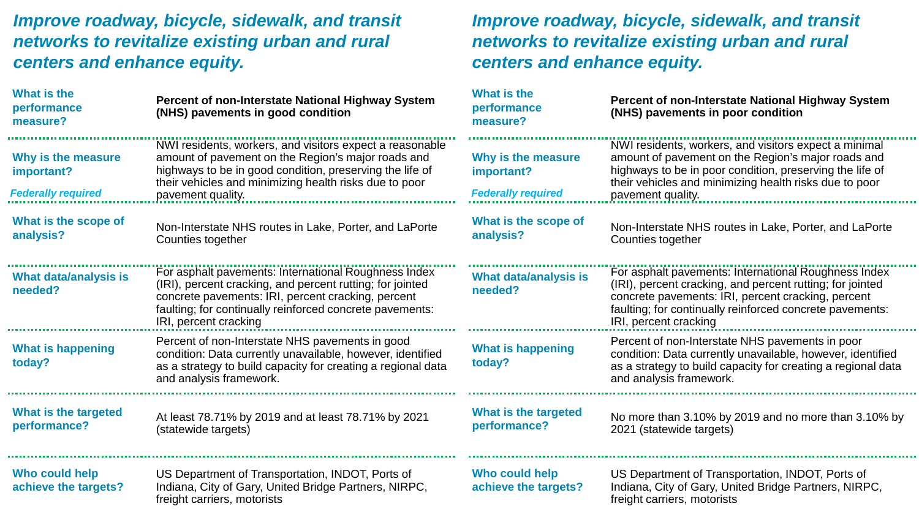## Improve roadway, bicycle, sidewalk, and transit networks to revitalize existing urban and rural centers and enhance equity.

| | |
|---|---|
| **What is the performance measure?** | **Percent of non-Interstate National Highway System (NHS) pavements in good condition** |
| **Why is the measure important?** *Federally required* | NWI residents, workers, and visitors expect a reasonable amount of pavement on the Region's major roads and highways to be in good condition, preserving the life of their vehicles and minimizing health risks due to poor pavement quality. |
| **What is the scope of analysis?** | Non-Interstate NHS routes in Lake, Porter, and LaPorte Counties together |
| **What data/analysis is needed?** | For asphalt pavements: International Roughness Index (IRI), percent cracking, and percent rutting; for jointed concrete pavements: IRI, percent cracking, percent faulting; for continually reinforced concrete pavements: IRI, percent cracking |
| **What is happening today?** | Percent of non-Interstate NHS pavements in good condition: Data currently unavailable, however, identified as a strategy to build capacity for creating a regional data and analysis framework. |
| **What is the targeted performance?** | At least 78.71% by 2019 and at least 78.71% by 2021 (statewide targets) |
| **Who could help achieve the targets?** | US Department of Transportation, INDOT, Ports of Indiana, City of Gary, United Bridge Partners, NIRPC, freight carriers, motorists |

## Improve roadway, bicycle, sidewalk, and transit networks to revitalize existing urban and rural centers and enhance equity.

| | |
|---|---|
| **What is the performance measure?** | **Percent of non-Interstate National Highway System (NHS) pavements in poor condition** |
| **Why is the measure important?** *Federally required* | NWI residents, workers, and visitors expect a minimal amount of pavement on the Region's major roads and highways to be in poor condition, preserving the life of their vehicles and minimizing health risks due to poor pavement quality. |
| **What is the scope of analysis?** | Non-Interstate NHS routes in Lake, Porter, and LaPorte Counties together |
| **What data/analysis is needed?** | For asphalt pavements: International Roughness Index (IRI), percent cracking, and percent rutting; for jointed concrete pavements: IRI, percent cracking, percent faulting; for continually reinforced concrete pavements: IRI, percent cracking |
| **What is happening today?** | Percent of non-Interstate NHS pavements in poor condition: Data currently unavailable, however, identified as a strategy to build capacity for creating a regional data and analysis framework. |
| **What is the targeted performance?** | No more than 3.10% by 2019 and no more than 3.10% by 2021 (statewide targets) |
| **Who could help achieve the targets?** | US Department of Transportation, INDOT, Ports of Indiana, City of Gary, United Bridge Partners, NIRPC, freight carriers, motorists |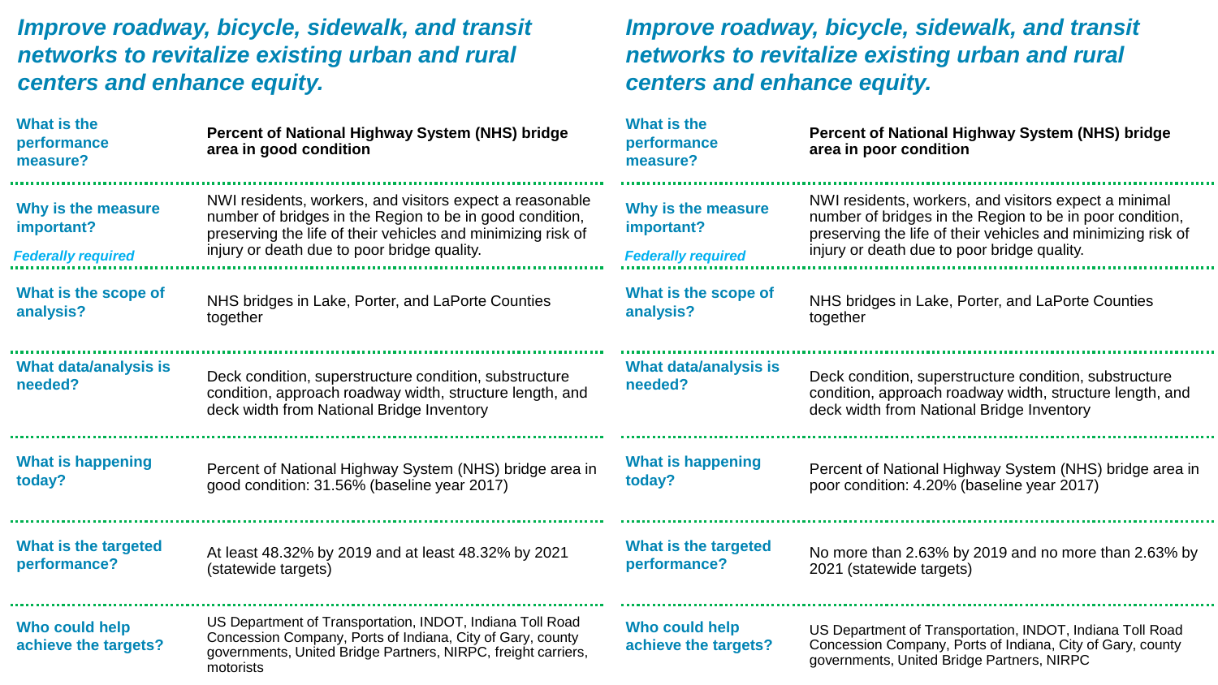## Improve roadway, bicycle, sidewalk, and transit networks to revitalize existing urban and rural centers and enhance equity.

| | |
|---|---|
| **What is the performance measure?** | **Percent of National Highway System (NHS) bridge area in good condition** |
| **Why is the measure important?** *Federally required* | NWI residents, workers, and visitors expect a reasonable number of bridges in the Region to be in good condition, preserving the life of their vehicles and minimizing risk of injury or death due to poor bridge quality. |
| **What is the scope of analysis?** | NHS bridges in Lake, Porter, and LaPorte Counties together |
| **What data/analysis is needed?** | Deck condition, superstructure condition, substructure condition, approach roadway width, structure length, and deck width from National Bridge Inventory |
| **What is happening today?** | Percent of National Highway System (NHS) bridge area in good condition: 31.56% (baseline year 2017) |
| **What is the targeted performance?** | At least 48.32% by 2019 and at least 48.32% by 2021 (statewide targets) |
| **Who could help achieve the targets?** | US Department of Transportation, INDOT, Indiana Toll Road Concession Company, Ports of Indiana, City of Gary, county governments, United Bridge Partners, NIRPC, freight carriers, motorists |

## Improve roadway, bicycle, sidewalk, and transit networks to revitalize existing urban and rural centers and enhance equity.

| | |
|---|---|
| **What is the performance measure?** | **Percent of National Highway System (NHS) bridge area in poor condition** |
| **Why is the measure important?** *Federally required* | NWI residents, workers, and visitors expect a minimal number of bridges in the Region to be in poor condition, preserving the life of their vehicles and minimizing risk of injury or death due to poor bridge quality. |
| **What is the scope of analysis?** | NHS bridges in Lake, Porter, and LaPorte Counties together |
| **What data/analysis is needed?** | Deck condition, superstructure condition, substructure condition, approach roadway width, structure length, and deck width from National Bridge Inventory |
| **What is happening today?** | Percent of National Highway System (NHS) bridge area in poor condition: 4.20% (baseline year 2017) |
| **What is the targeted performance?** | No more than 2.63% by 2019 and no more than 2.63% by 2021 (statewide targets) |
| **Who could help achieve the targets?** | US Department of Transportation, INDOT, Indiana Toll Road Concession Company, Ports of Indiana, City of Gary, county governments, United Bridge Partners, NIRPC |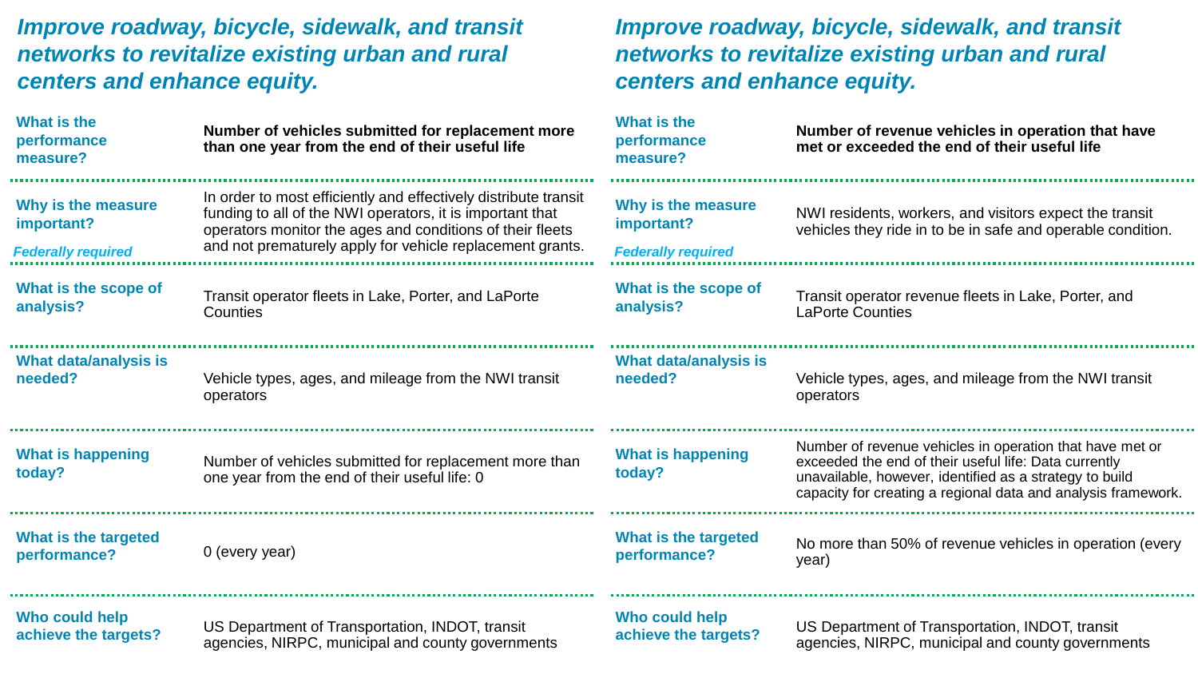## Improve roadway, bicycle, sidewalk, and transit networks to revitalize existing urban and rural centers and enhance equity.

| | |
|---|---|
| **What is the performance measure?** | **Number of vehicles submitted for replacement more than one year from the end of their useful life** |
| **Why is the measure important?** *Federally required* | In order to most efficiently and effectively distribute transit funding to all of the NWI operators, it is important that operators monitor the ages and conditions of their fleets and not prematurely apply for vehicle replacement grants. |
| **What is the scope of analysis?** | Transit operator fleets in Lake, Porter, and LaPorte Counties |
| **What data/analysis is needed?** | Vehicle types, ages, and mileage from the NWI transit operators |
| **What is happening today?** | Number of vehicles submitted for replacement more than one year from the end of their useful life: 0 |
| **What is the targeted performance?** | 0 (every year) |
| **Who could help achieve the targets?** | US Department of Transportation, INDOT, transit agencies, NIRPC, municipal and county governments |

## Improve roadway, bicycle, sidewalk, and transit networks to revitalize existing urban and rural centers and enhance equity.

| | |
|---|---|
| **What is the performance measure?** | **Number of revenue vehicles in operation that have met or exceeded the end of their useful life** |
| **Why is the measure important?** *Federally required* | NWI residents, workers, and visitors expect the transit vehicles they ride in to be in safe and operable condition. |
| **What is the scope of analysis?** | Transit operator revenue fleets in Lake, Porter, and LaPorte Counties |
| **What data/analysis is needed?** | Vehicle types, ages, and mileage from the NWI transit operators |
| **What is happening today?** | Number of revenue vehicles in operation that have met or exceeded the end of their useful life: Data currently unavailable, however, identified as a strategy to build capacity for creating a regional data and analysis framework. |
| **What is the targeted performance?** | No more than 50% of revenue vehicles in operation (every year) |
| **Who could help achieve the targets?** | US Department of Transportation, INDOT, transit agencies, NIRPC, municipal and county governments |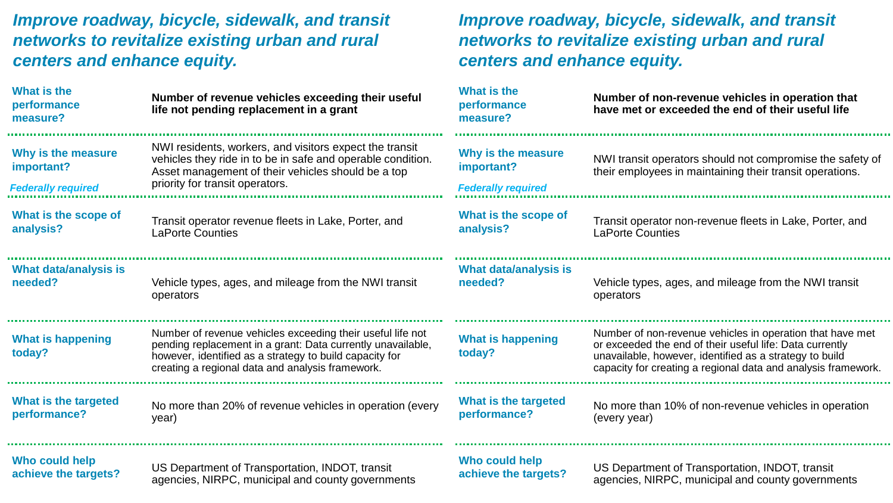## *Improve roadway, bicycle, sidewalk, and transit networks to revitalize existing urban and rural centers and enhance equity.*

| | |
|---|---|
| **What is the performance measure?** | **Number of revenue vehicles exceeding their useful life not pending replacement in a grant** |
| **Why is the measure important?** *Federally required* | NWI residents, workers, and visitors expect the transit vehicles they ride in to be in safe and operable condition. Asset management of their vehicles should be a top priority for transit operators. |
| **What is the scope of analysis?** | Transit operator revenue fleets in Lake, Porter, and LaPorte Counties |
| **What data/analysis is needed?** | Vehicle types, ages, and mileage from the NWI transit operators |
| **What is happening today?** | Number of revenue vehicles exceeding their useful life not pending replacement in a grant: Data currently unavailable, however, identified as a strategy to build capacity for creating a regional data and analysis framework. |
| **What is the targeted performance?** | No more than 20% of revenue vehicles in operation (every year) |
| **Who could help achieve the targets?** | US Department of Transportation, INDOT, transit agencies, NIRPC, municipal and county governments |

## *Improve roadway, bicycle, sidewalk, and transit networks to revitalize existing urban and rural centers and enhance equity.*

| | |
|---|---|
| **What is the performance measure?** | **Number of non-revenue vehicles in operation that have met or exceeded the end of their useful life** |
| **Why is the measure important?** *Federally required* | NWI transit operators should not compromise the safety of their employees in maintaining their transit operations. |
| **What is the scope of analysis?** | Transit operator non-revenue fleets in Lake, Porter, and LaPorte Counties |
| **What data/analysis is needed?** | Vehicle types, ages, and mileage from the NWI transit operators |
| **What is happening today?** | Number of non-revenue vehicles in operation that have met or exceeded the end of their useful life: Data currently unavailable, however, identified as a strategy to build capacity for creating a regional data and analysis framework. |
| **What is the targeted performance?** | No more than 10% of non-revenue vehicles in operation (every year) |
| **Who could help achieve the targets?** | US Department of Transportation, INDOT, transit agencies, NIRPC, municipal and county governments |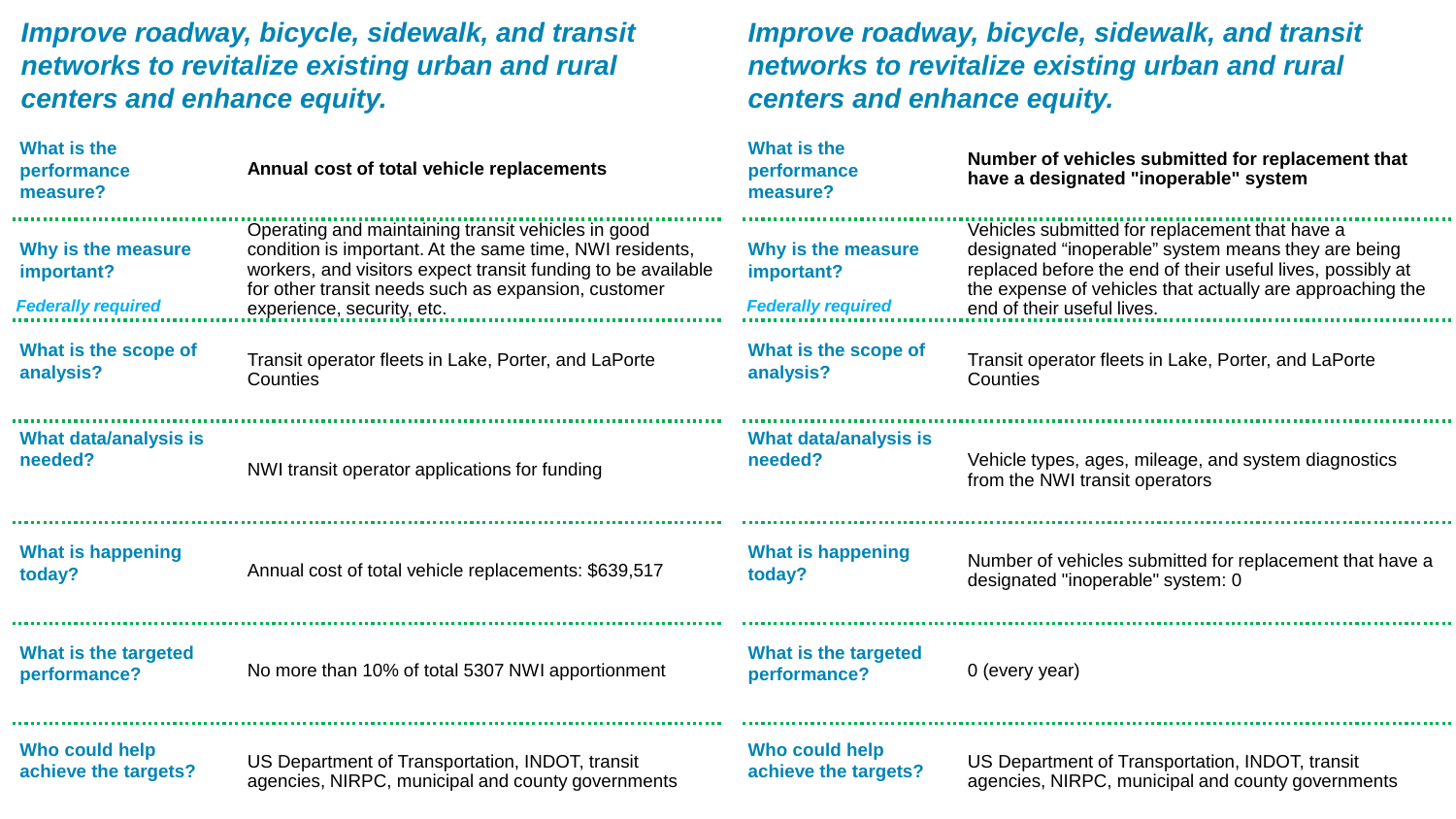## Improve roadway, bicycle, sidewalk, and transit networks to revitalize existing urban and rural centers and enhance equity.

| | |
|---|---|
| **What is the performance measure?** | **Annual cost of total vehicle replacements** |
| **Why is the measure important?** *Federally required* | Operating and maintaining transit vehicles in good condition is important. At the same time, NWI residents, workers, and visitors expect transit funding to be available for other transit needs such as expansion, customer experience, security, etc. |
| **What is the scope of analysis?** | Transit operator fleets in Lake, Porter, and LaPorte Counties |
| **What data/analysis is needed?** | NWI transit operator applications for funding |
| **What is happening today?** | Annual cost of total vehicle replacements: $639,517 |
| **What is the targeted performance?** | No more than 10% of total 5307 NWI apportionment |
| **Who could help achieve the targets?** | US Department of Transportation, INDOT, transit agencies, NIRPC, municipal and county governments |

## Improve roadway, bicycle, sidewalk, and transit networks to revitalize existing urban and rural centers and enhance equity.

| | |
|---|---|
| **What is the performance measure?** | **Number of vehicles submitted for replacement that have a designated "inoperable" system** |
| **Why is the measure important?** *Federally required* | Vehicles submitted for replacement that have a designated "inoperable" system means they are being replaced before the end of their useful lives, possibly at the expense of vehicles that actually are approaching the end of their useful lives. |
| **What is the scope of analysis?** | Transit operator fleets in Lake, Porter, and LaPorte Counties |
| **What data/analysis is needed?** | Vehicle types, ages, mileage, and system diagnostics from the NWI transit operators |
| **What is happening today?** | Number of vehicles submitted for replacement that have a designated "inoperable" system: 0 |
| **What is the targeted performance?** | 0 (every year) |
| **Who could help achieve the targets?** | US Department of Transportation, INDOT, transit agencies, NIRPC, municipal and county governments |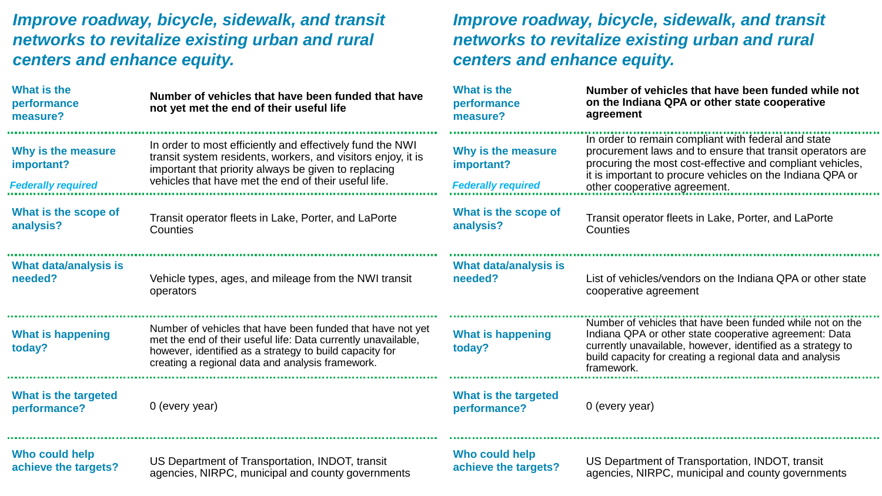## *Improve roadway, bicycle, sidewalk, and transit networks to revitalize existing urban and rural centers and enhance equity.*

| | |
|---|---|
| **What is the performance measure?** | **Number of vehicles that have been funded that have not yet met the end of their useful life** |
| **Why is the measure important?** *Federally required* | In order to most efficiently and effectively fund the NWI transit system residents, workers, and visitors enjoy, it is important that priority always be given to replacing vehicles that have met the end of their useful life. |
| **What is the scope of analysis?** | Transit operator fleets in Lake, Porter, and LaPorte Counties |
| **What data/analysis is needed?** | Vehicle types, ages, and mileage from the NWI transit operators |
| **What is happening today?** | Number of vehicles that have been funded that have not yet met the end of their useful life: Data currently unavailable, however, identified as a strategy to build capacity for creating a regional data and analysis framework. |
| **What is the targeted performance?** | 0 (every year) |
| **Who could help achieve the targets?** | US Department of Transportation, INDOT, transit agencies, NIRPC, municipal and county governments |

## *Improve roadway, bicycle, sidewalk, and transit networks to revitalize existing urban and rural centers and enhance equity.*

| | |
|---|---|
| **What is the performance measure?** | **Number of vehicles that have been funded while not on the Indiana QPA or other state cooperative agreement** |
| **Why is the measure important?** *Federally required* | In order to remain compliant with federal and state procurement laws and to ensure that transit operators are procuring the most cost-effective and compliant vehicles, it is important to procure vehicles on the Indiana QPA or other cooperative agreement. |
| **What is the scope of analysis?** | Transit operator fleets in Lake, Porter, and LaPorte Counties |
| **What data/analysis is needed?** | List of vehicles/vendors on the Indiana QPA or other state cooperative agreement |
| **What is happening today?** | Number of vehicles that have been funded while not on the Indiana QPA or other state cooperative agreement: Data currently unavailable, however, identified as a strategy to build capacity for creating a regional data and analysis framework. |
| **What is the targeted performance?** | 0 (every year) |
| **Who could help achieve the targets?** | US Department of Transportation, INDOT, transit agencies, NIRPC, municipal and county governments |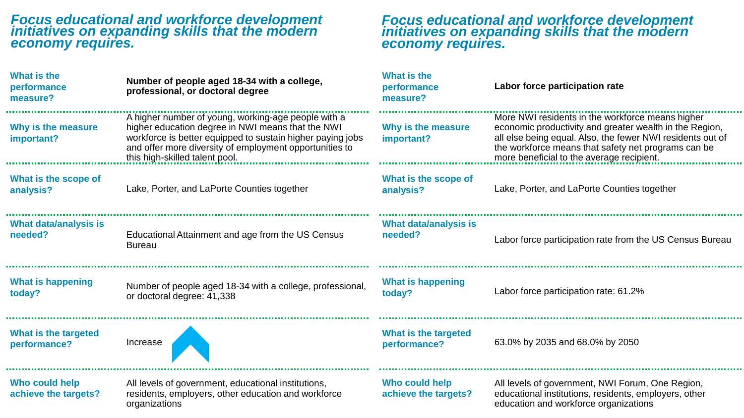## *Focus educational and workforce development initiatives on expanding skills that the modern economy requires.*

| | |
|---|---|
| **What is the performance measure?** | **Number of people aged 18-34 with a college, professional, or doctoral degree** |
| **Why is the measure important?** | A higher number of young, working-age people with a higher education degree in NWI means that the NWI workforce is better equipped to sustain higher paying jobs and offer more diversity of employment opportunities to this high-skilled talent pool. |
| **What is the scope of analysis?** | Lake, Porter, and LaPorte Counties together |
| **What data/analysis is needed?** | Educational Attainment and age from the US Census Bureau |
| **What is happening today?** | Number of people aged 18-34 with a college, professional, or doctoral degree: 41,338 |
| **What is the targeted performance?** | Increase |
| **Who could help achieve the targets?** | All levels of government, educational institutions, residents, employers, other education and workforce organizations |

## *Focus educational and workforce development initiatives on expanding skills that the modern economy requires.*

| | |
|---|---|
| **What is the performance measure?** | **Labor force participation rate** |
| **Why is the measure important?** | More NWI residents in the workforce means higher economic productivity and greater wealth in the Region, all else being equal. Also, the fewer NWI residents out of the workforce means that safety net programs can be more beneficial to the average recipient. |
| **What is the scope of analysis?** | Lake, Porter, and LaPorte Counties together |
| **What data/analysis is needed?** | Labor force participation rate from the US Census Bureau |
| **What is happening today?** | Labor force participation rate: 61.2% |
| **What is the targeted performance?** | 63.0% by 2035 and 68.0% by 2050 |
| **Who could help achieve the targets?** | All levels of government, NWI Forum, One Region, educational institutions, residents, employers, other education and workforce organizations |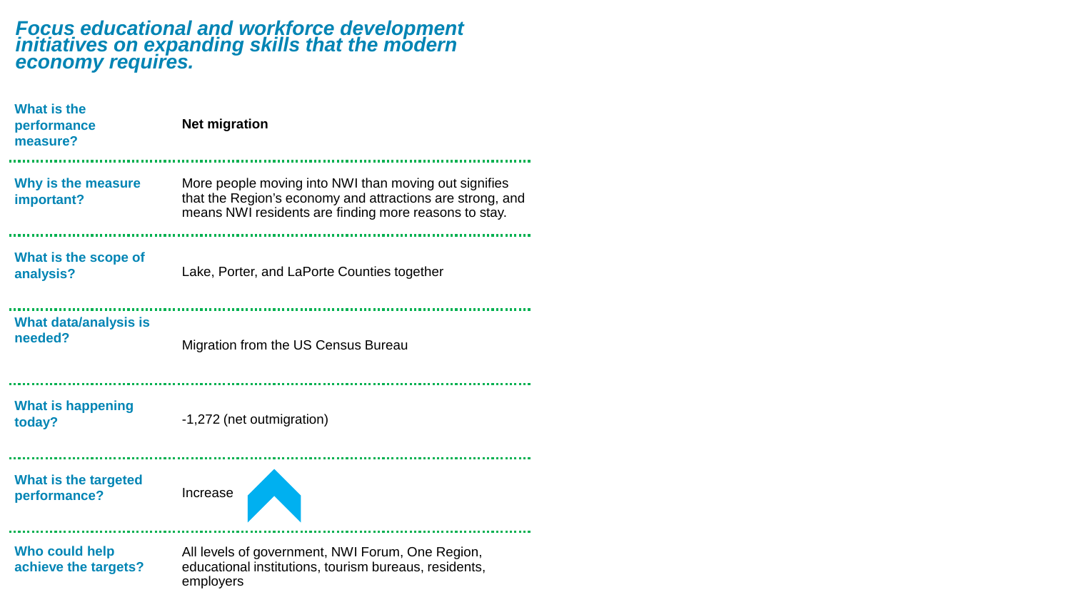# *Focus educational and workforce development initiatives on expanding skills that the modern economy requires.*

| | |
|---|---|
| **What is the performance measure?** | **Net migration** |
| **Why is the measure important?** | More people moving into NWI than moving out signifies that the Region's economy and attractions are strong, and means NWI residents are finding more reasons to stay. |
| **What is the scope of analysis?** | Lake, Porter, and LaPorte Counties together |
| **What data/analysis is needed?** | Migration from the US Census Bureau |
| **What is happening today?** | -1,272 (net outmigration) |
| **What is the targeted performance?** | Increase |
| **Who could help achieve the targets?** | All levels of government, NWI Forum, One Region, educational institutions, tourism bureaus, residents, employers |